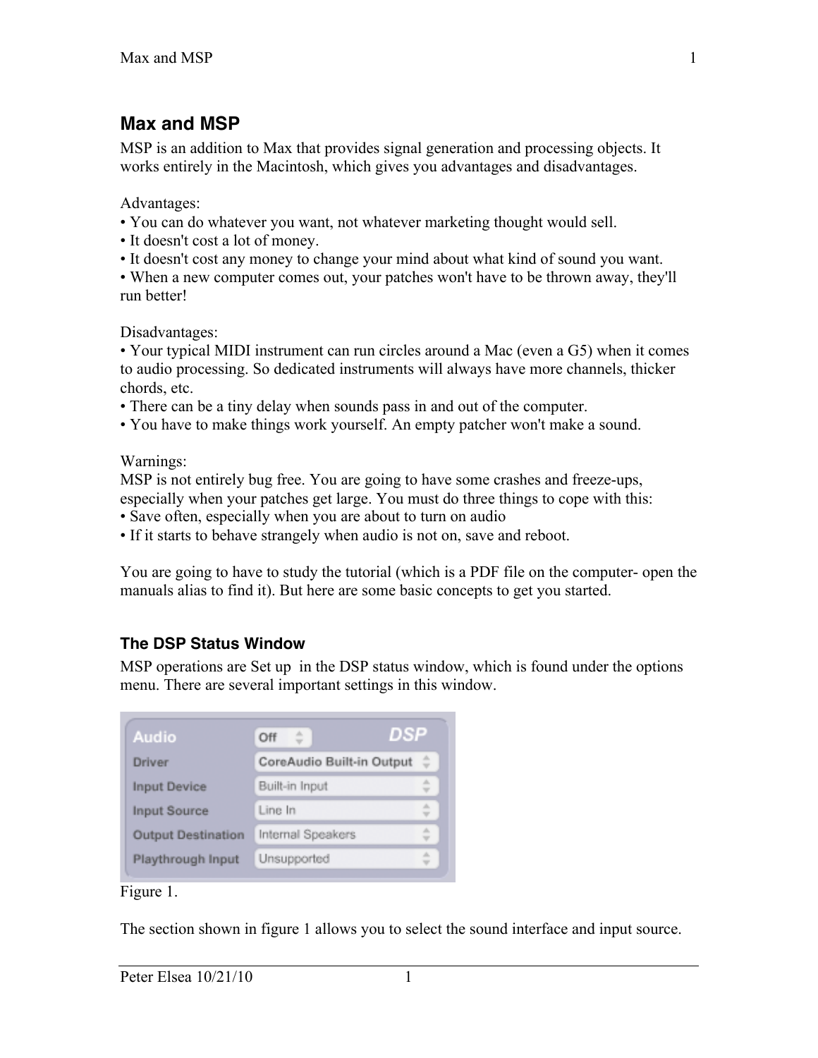# Max and MSP

MSP is an addition to Max that provides signal generation and processing objects. It works entirely in the Macintosh, which gives you advantages and disadvantages.

Advantages:

- You can do whatever you want, not whatever marketing thought would sell.
- It doesn't cost a lot of money.
- It doesn't cost any money to change your mind about what kind of sound you want.
- When a new computer comes out, your patches won't have to be thrown away, they'll run better!

Disadvantages:

- Your typical MIDI instrument can run circles around a Mac (even a G5) when it comes to audio processing. So dedicated instruments will always have more channels, thicker chords, etc.
- There can be a tiny delay when sounds pass in and out of the computer.
- You have to make things work yourself. An empty patcher won't make a sound.

Warnings:

MSP is not entirely bug free. You are going to have some crashes and freeze-ups, especially when your patches get large. You must do three things to cope with this:

- Save often, especially when you are about to turn on audio
- If it starts to behave strangely when audio is not on, save and reboot.

You are going to have to study the tutorial (which is a PDF file on the computer- open the manuals alias to find it). But here are some basic concepts to get you started.

## The DSP Status Window

MSP operations are Set up in the DSP status window, which is found under the options menu. There are several important settings in this window.

| Audio | Off |
|---|---|
| Driver | CoreAudio Built-in Output |
| Input Device | Built-in Input |
| Input Source | Line In |
| Output Destination | Internal Speakers |
| Playthrough Input | Unsupported |

Figure 1.

The section shown in figure 1 allows you to select the sound interface and input source.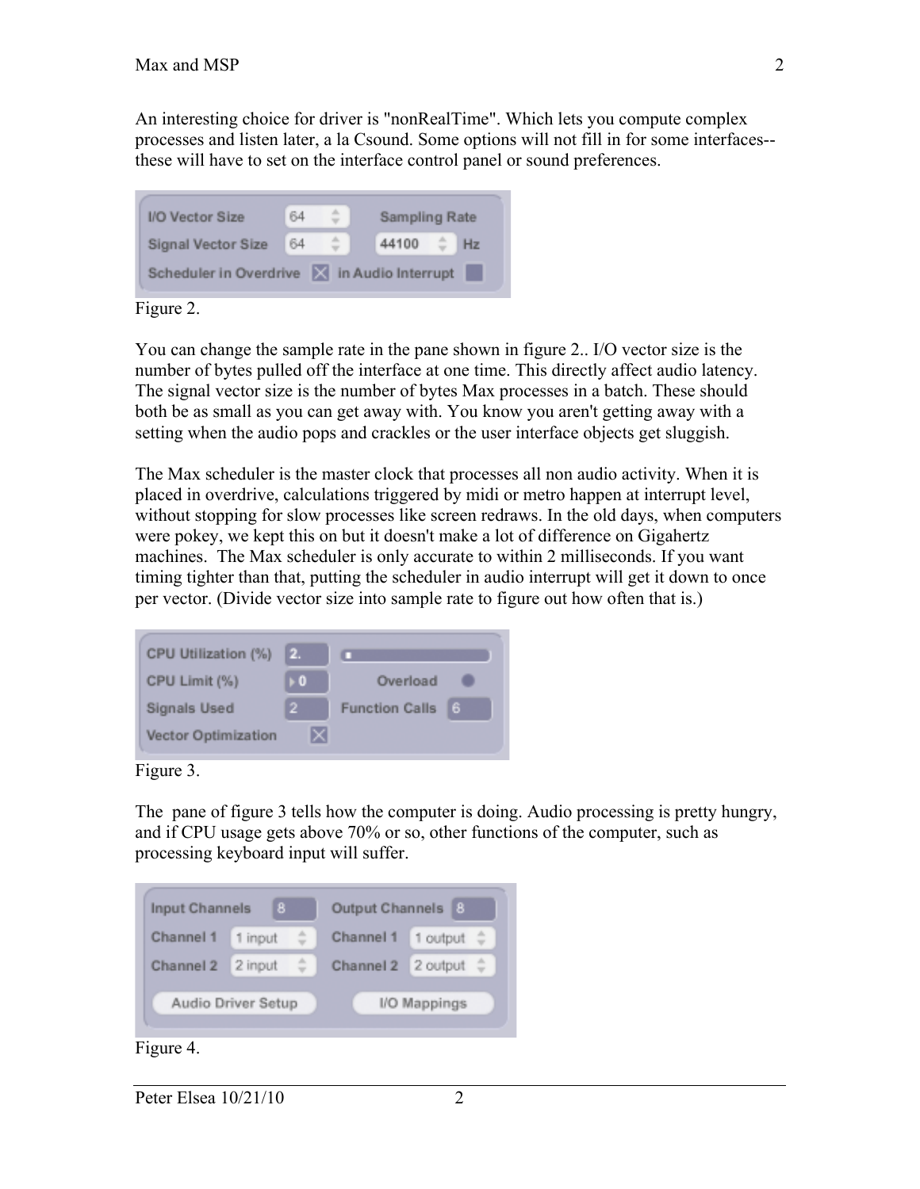An interesting choice for driver is "nonRealTime". Which lets you compute complex processes and listen later, a la Csound. Some options will not fill in for some interfaces--these will have to set on the interface control panel or sound preferences.

Figure 2.

You can change the sample rate in the pane shown in figure 2.. I/O vector size is the number of bytes pulled off the interface at one time. This directly affect audio latency. The signal vector size is the number of bytes Max processes in a batch. These should both be as small as you can get away with. You know you aren't getting away with a setting when the audio pops and crackles or the user interface objects get sluggish.

The Max scheduler is the master clock that processes all non audio activity. When it is placed in overdrive, calculations triggered by midi or metro happen at interrupt level, without stopping for slow processes like screen redraws. In the old days, when computers were pokey, we kept this on but it doesn't make a lot of difference on Gigahertz machines. The Max scheduler is only accurate to within 2 milliseconds. If you want timing tighter than that, putting the scheduler in audio interrupt will get it down to once per vector. (Divide vector size into sample rate to figure out how often that is.)

Figure 3.

The pane of figure 3 tells how the computer is doing. Audio processing is pretty hungry, and if CPU usage gets above 70% or so, other functions of the computer, such as processing keyboard input will suffer.

Figure 4.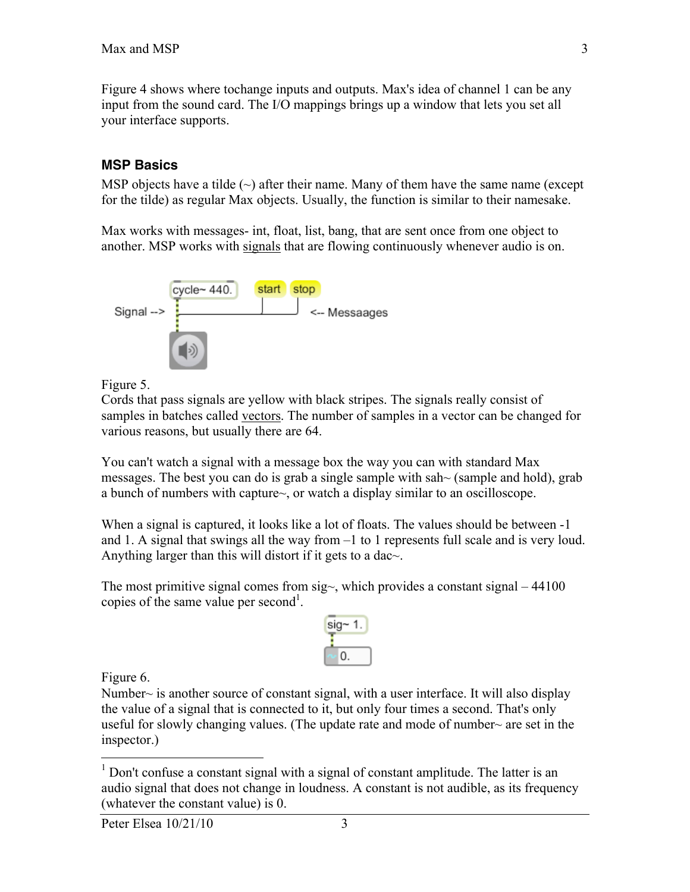Figure 4 shows where tochange inputs and outputs. Max's idea of channel 1 can be any input from the sound card. The I/O mappings brings up a window that lets you set all your interface supports.

### MSP Basics

MSP objects have a tilde (~) after their name. Many of them have the same name (except for the tilde) as regular Max objects. Usually, the function is similar to their namesake.

Max works with messages- int, float, list, bang, that are sent once from one object to another. MSP works with signals that are flowing continuously whenever audio is on.

Figure 5.

Cords that pass signals are yellow with black stripes. The signals really consist of samples in batches called vectors. The number of samples in a vector can be changed for various reasons, but usually there are 64.

You can't watch a signal with a message box the way you can with standard Max messages. The best you can do is grab a single sample with sah~ (sample and hold), grab a bunch of numbers with capture~, or watch a display similar to an oscilloscope.

When a signal is captured, it looks like a lot of floats. The values should be between -1 and 1. A signal that swings all the way from –1 to 1 represents full scale and is very loud. Anything larger than this will distort if it gets to a dac~.

The most primitive signal comes from sig~, which provides a constant signal – 44100 copies of the same value per second[1].

Figure 6.

Number~ is another source of constant signal, with a user interface. It will also display the value of a signal that is connected to it, but only four times a second. That's only useful for slowly changing values. (The update rate and mode of number~ are set in the inspector.)

---

[1] Don't confuse a constant signal with a signal of constant amplitude. The latter is an audio signal that does not change in loudness. A constant is not audible, as its frequency (whatever the constant value) is 0.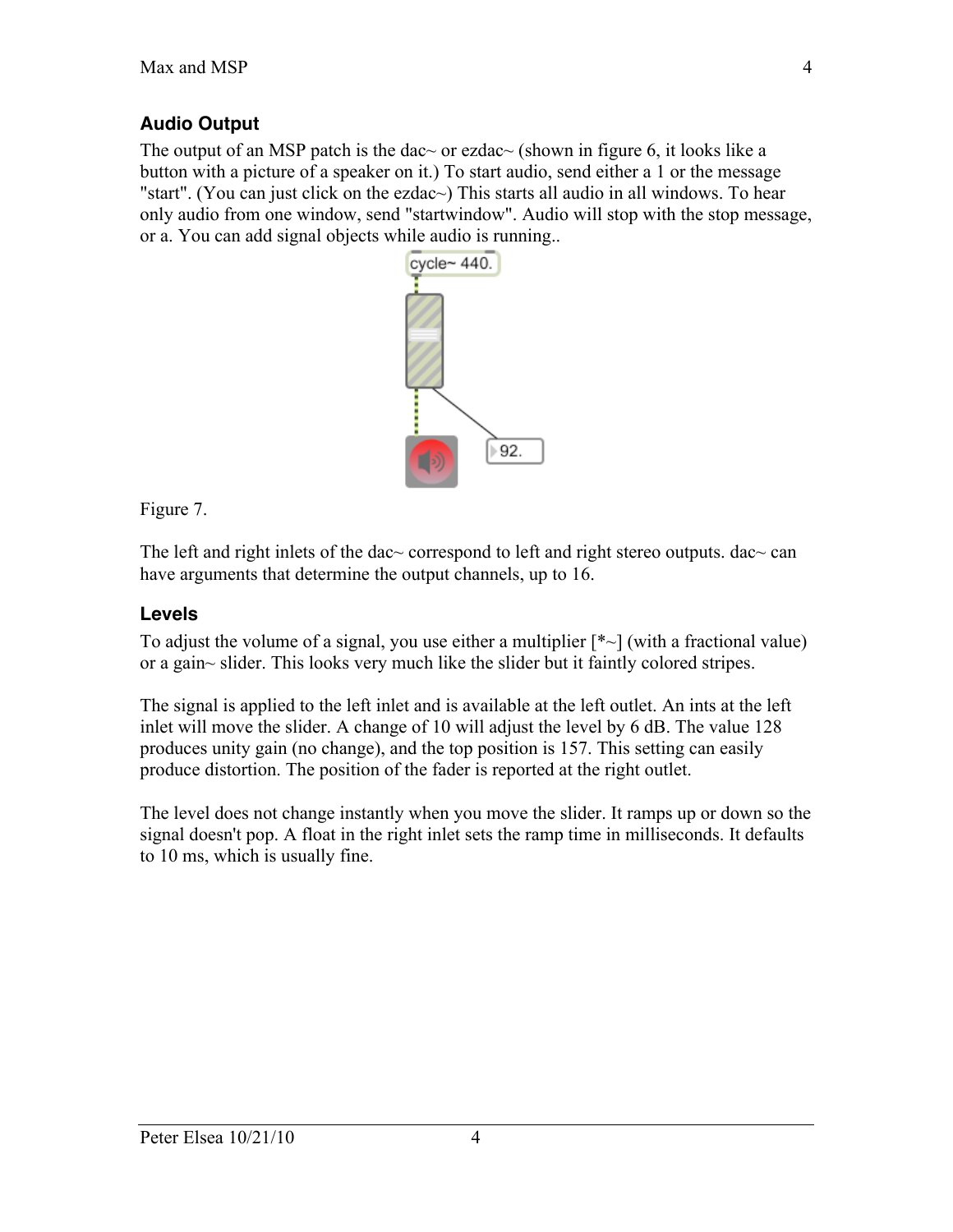## Audio Output

The output of an MSP patch is the dac~ or ezdac~ (shown in figure 6, it looks like a button with a picture of a speaker on it.) To start audio, send either a 1 or the message "start". (You can just click on the ezdac~) This starts all audio in all windows. To hear only audio from one window, send "startwindow". Audio will stop with the stop message, or a. You can add signal objects while audio is running..

Figure 7.

The left and right inlets of the dac~ correspond to left and right stereo outputs. dac~ can have arguments that determine the output channels, up to 16.

## Levels

To adjust the volume of a signal, you use either a multiplier [*~] (with a fractional value) or a gain~ slider. This looks very much like the slider but it faintly colored stripes.

The signal is applied to the left inlet and is available at the left outlet. An ints at the left inlet will move the slider. A change of 10 will adjust the level by 6 dB. The value 128 produces unity gain (no change), and the top position is 157. This setting can easily produce distortion. The position of the fader is reported at the right outlet.

The level does not change instantly when you move the slider. It ramps up or down so the signal doesn't pop. A float in the right inlet sets the ramp time in milliseconds. It defaults to 10 ms, which is usually fine.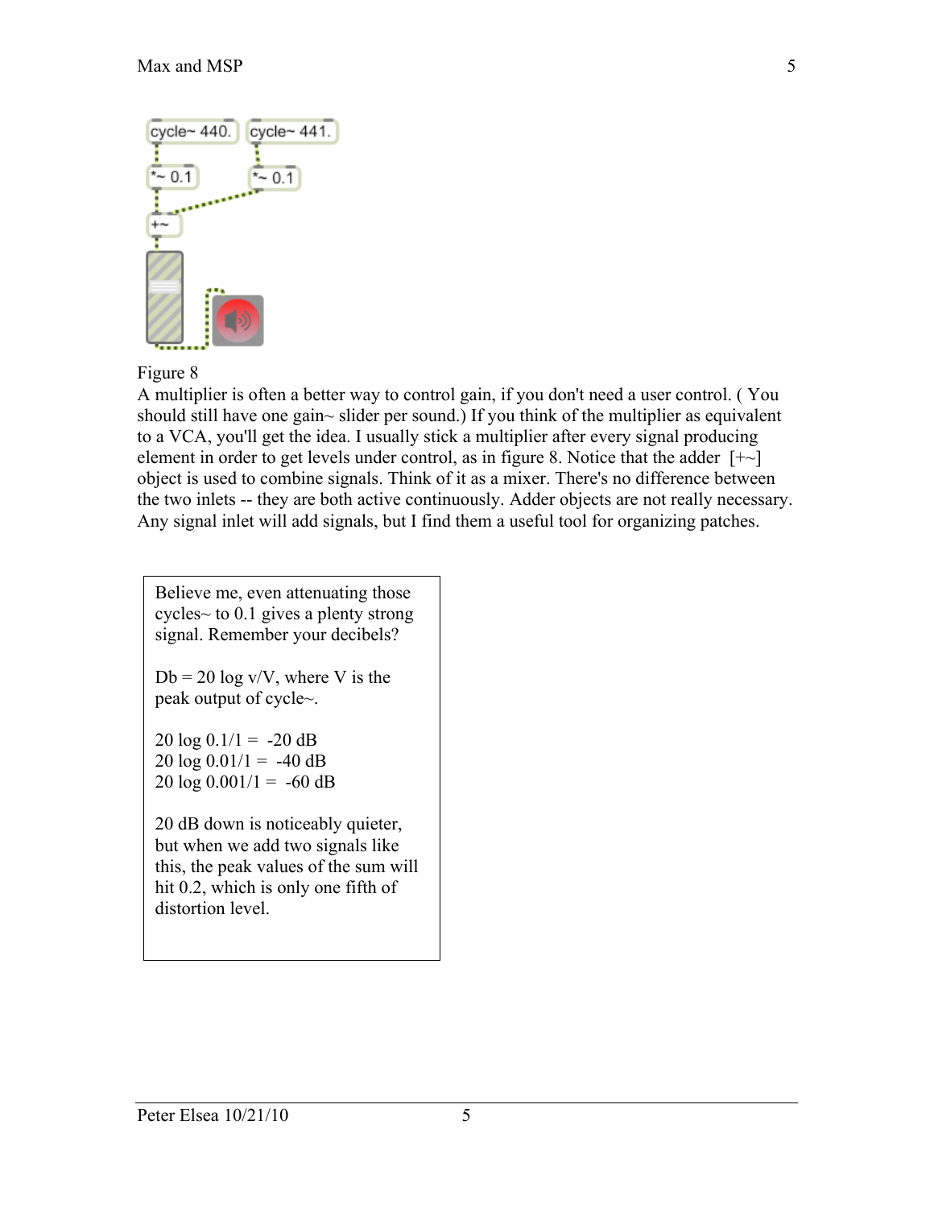Figure 8

A multiplier is often a better way to control gain, if you don't need a user control. ( You should still have one gain~ slider per sound.) If you think of the multiplier as equivalent to a VCA, you'll get the idea. I usually stick a multiplier after every signal producing element in order to get levels under control, as in figure 8. Notice that the adder [+~] object is used to combine signals. Think of it as a mixer. There's no difference between the two inlets -- they are both active continuously. Adder objects are not really necessary. Any signal inlet will add signals, but I find them a useful tool for organizing patches.

> Believe me, even attenuating those cycles~ to 0.1 gives a plenty strong signal. Remember your decibels?
>
> Db = 20 log v/V, where V is the peak output of cycle~.
>
> 20 log 0.1/1 = -20 dB
> 20 log 0.01/1 = -40 dB
> 20 log 0.001/1 = -60 dB
>
> 20 dB down is noticeably quieter, but when we add two signals like this, the peak values of the sum will hit 0.2, which is only one fifth of distortion level.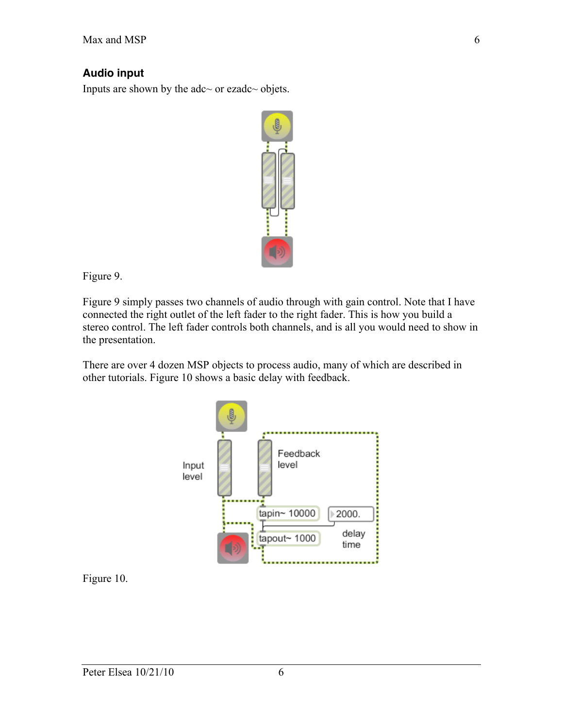## Audio input

Inputs are shown by the adc~ or ezadc~ objets.

Figure 9.

Figure 9 simply passes two channels of audio through with gain control. Note that I have connected the right outlet of the left fader to the right fader. This is how you build a stereo control. The left fader controls both channels, and is all you would need to show in the presentation.

There are over 4 dozen MSP objects to process audio, many of which are described in other tutorials. Figure 10 shows a basic delay with feedback.

Figure 10.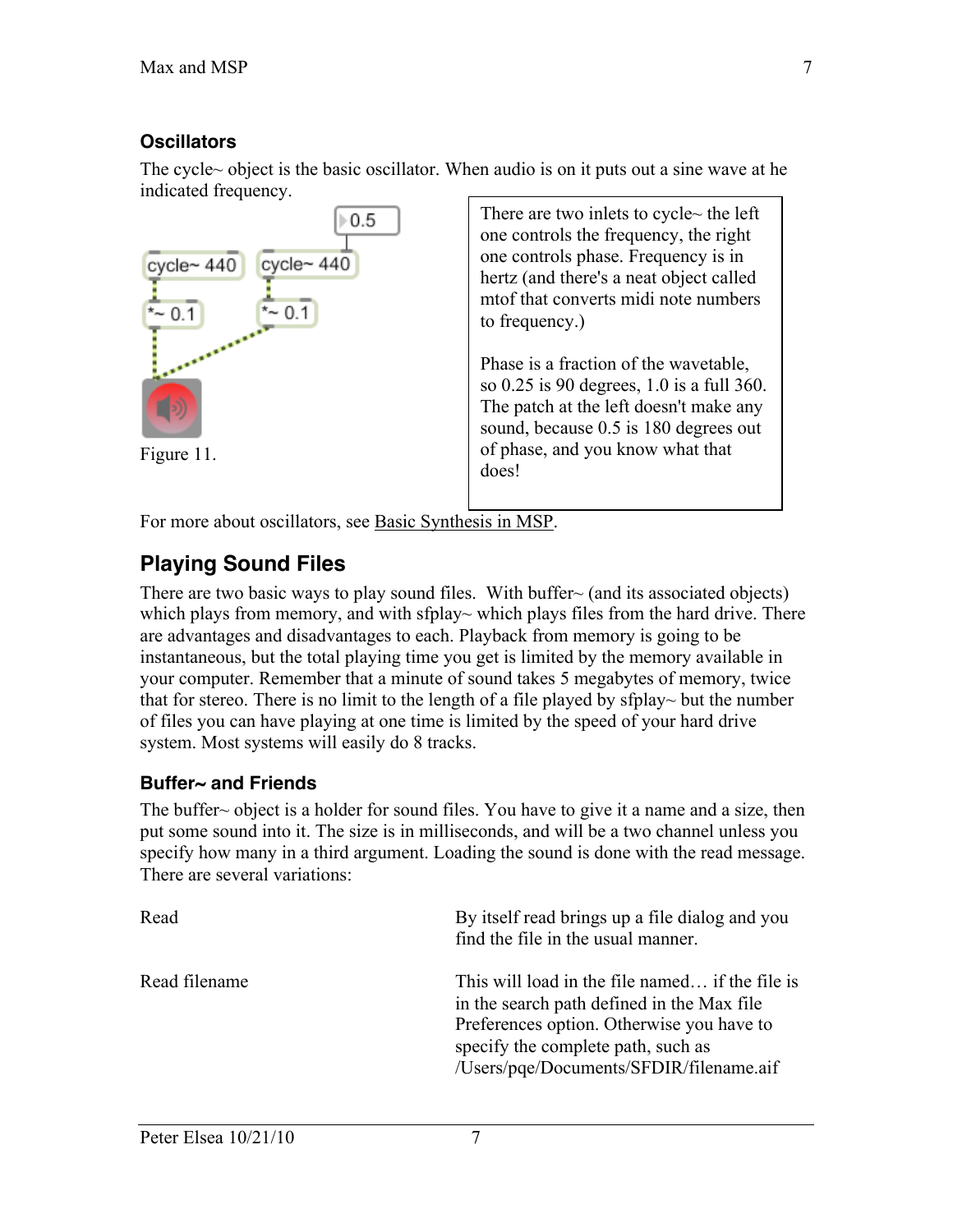### Oscillators

The cycle~ object is the basic oscillator. When audio is on it puts out a sine wave at he indicated frequency.

Figure 11.

There are two inlets to cycle~ the left one controls the frequency, the right one controls phase. Frequency is in hertz (and there's a neat object called mtof that converts midi note numbers to frequency.)

Phase is a fraction of the wavetable, so 0.25 is 90 degrees, 1.0 is a full 360. The patch at the left doesn't make any sound, because 0.5 is 180 degrees out of phase, and you know what that does!

For more about oscillators, see Basic Synthesis in MSP.

## Playing Sound Files

There are two basic ways to play sound files. With buffer~ (and its associated objects) which plays from memory, and with sfplay~ which plays files from the hard drive. There are advantages and disadvantages to each. Playback from memory is going to be instantaneous, but the total playing time you get is limited by the memory available in your computer. Remember that a minute of sound takes 5 megabytes of memory, twice that for stereo. There is no limit to the length of a file played by sfplay~ but the number of files you can have playing at one time is limited by the speed of your hard drive system. Most systems will easily do 8 tracks.

### Buffer~ and Friends

The buffer~ object is a holder for sound files. You have to give it a name and a size, then put some sound into it. The size is in milliseconds, and will be a two channel unless you specify how many in a third argument. Loading the sound is done with the read message. There are several variations:

| | |
|---|---|
| Read | By itself read brings up a file dialog and you find the file in the usual manner. |
| Read filename | This will load in the file named… if the file is in the search path defined in the Max file Preferences option. Otherwise you have to specify the complete path, such as /Users/pqe/Documents/SFDIR/filename.aif |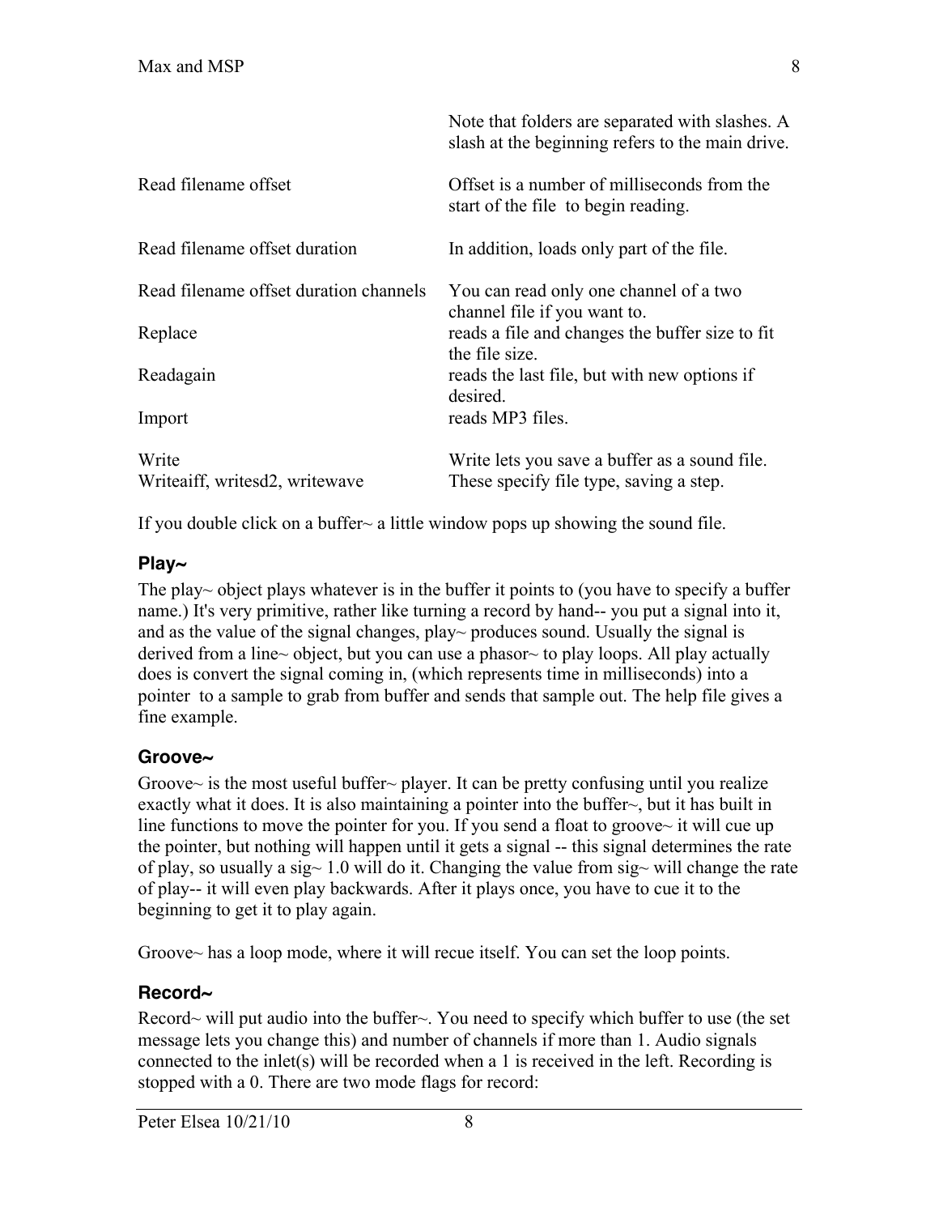| | |
|---|---|
| | Note that folders are separated with slashes. A slash at the beginning refers to the main drive. |
| Read filename offset | Offset is a number of milliseconds from the start of the file to begin reading. |
| Read filename offset duration | In addition, loads only part of the file. |
| Read filename offset duration channels | You can read only one channel of a two channel file if you want to. |
| Replace | reads a file and changes the buffer size to fit the file size. |
| Readagain | reads the last file, but with new options if desired. |
| Import | reads MP3 files. |
| Write | Write lets you save a buffer as a sound file. |
| Writeaiff, writesd2, writewave | These specify file type, saving a step. |

If you double click on a buffer~ a little window pops up showing the sound file.

### Play~

The play~ object plays whatever is in the buffer it points to (you have to specify a buffer name.) It's very primitive, rather like turning a record by hand-- you put a signal into it, and as the value of the signal changes, play~ produces sound. Usually the signal is derived from a line~ object, but you can use a phasor~ to play loops. All play actually does is convert the signal coming in, (which represents time in milliseconds) into a pointer to a sample to grab from buffer and sends that sample out. The help file gives a fine example.

### Groove~

Groove~ is the most useful buffer~ player. It can be pretty confusing until you realize exactly what it does. It is also maintaining a pointer into the buffer~, but it has built in line functions to move the pointer for you. If you send a float to groove~ it will cue up the pointer, but nothing will happen until it gets a signal -- this signal determines the rate of play, so usually a sig~ 1.0 will do it. Changing the value from sig~ will change the rate of play-- it will even play backwards. After it plays once, you have to cue it to the beginning to get it to play again.

Groove~ has a loop mode, where it will recue itself. You can set the loop points.

### Record~

Record~ will put audio into the buffer~. You need to specify which buffer to use (the set message lets you change this) and number of channels if more than 1. Audio signals connected to the inlet(s) will be recorded when a 1 is received in the left. Recording is stopped with a 0. There are two mode flags for record: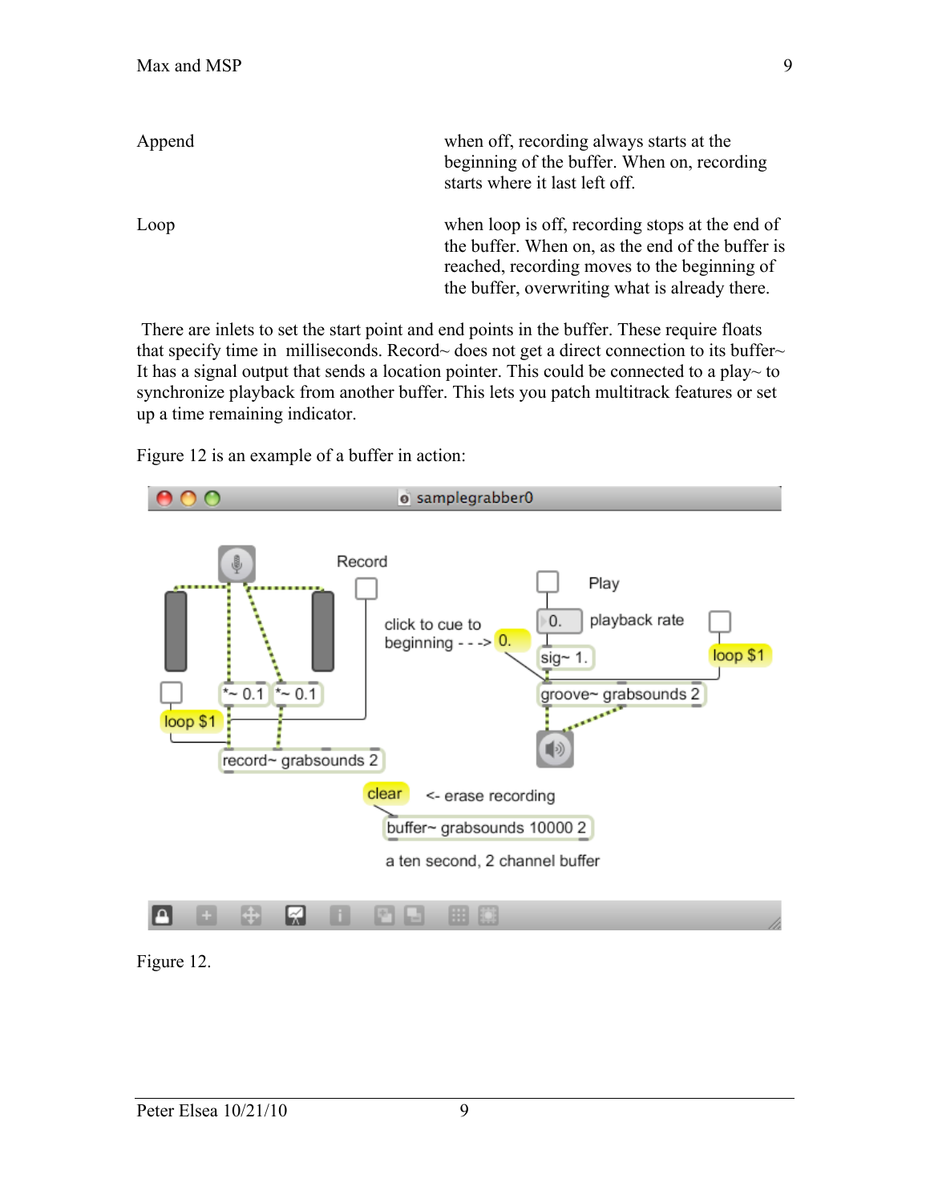| | |
|---|---|
| Append | when off, recording always starts at the beginning of the buffer. When on, recording starts where it last left off. |
| Loop | when loop is off, recording stops at the end of the buffer. When on, as the end of the buffer is reached, recording moves to the beginning of the buffer, overwriting what is already there. |

There are inlets to set the start point and end points in the buffer. These require floats that specify time in milliseconds. Record~ does not get a direct connection to its buffer~ It has a signal output that sends a location pointer. This could be connected to a play~ to synchronize playback from another buffer. This lets you patch multitrack features or set up a time remaining indicator.

Figure 12 is an example of a buffer in action:

Figure 12.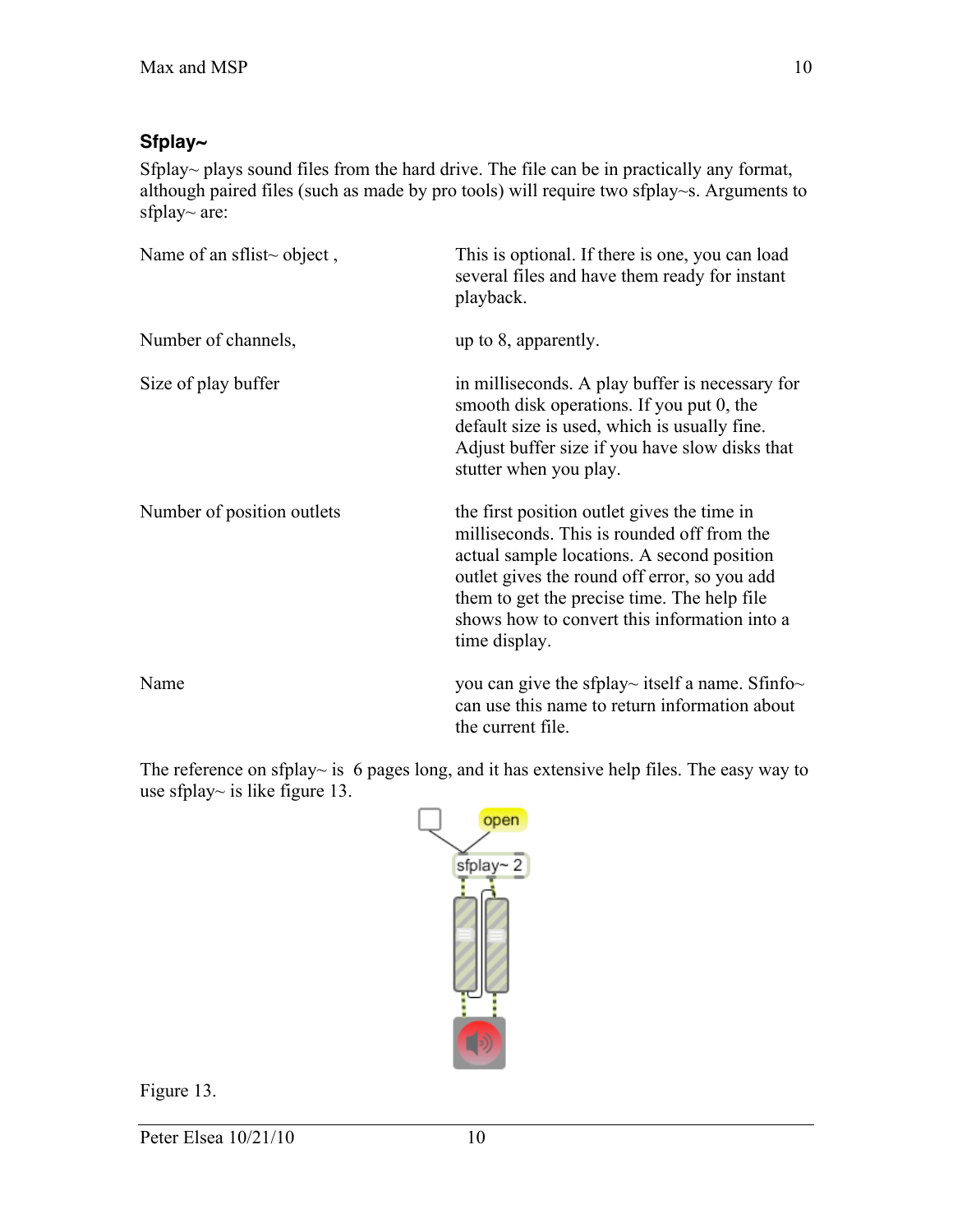## Sfplay~

Sfplay~ plays sound files from the hard drive. The file can be in practically any format, although paired files (such as made by pro tools) will require two sfplay~s. Arguments to sfplay~ are:

| | |
|---|---|
| Name of an sflist~ object , | This is optional. If there is one, you can load several files and have them ready for instant playback. |
| Number of channels, | up to 8, apparently. |
| Size of play buffer | in milliseconds. A play buffer is necessary for smooth disk operations. If you put 0, the default size is used, which is usually fine. Adjust buffer size if you have slow disks that stutter when you play. |
| Number of position outlets | the first position outlet gives the time in milliseconds. This is rounded off from the actual sample locations. A second position outlet gives the round off error, so you add them to get the precise time. The help file shows how to convert this information into a time display. |
| Name | you can give the sfplay~ itself a name. Sfinfo~ can use this name to return information about the current file. |

The reference on sfplay~ is 6 pages long, and it has extensive help files. The easy way to use sfplay~ is like figure 13.

Figure 13.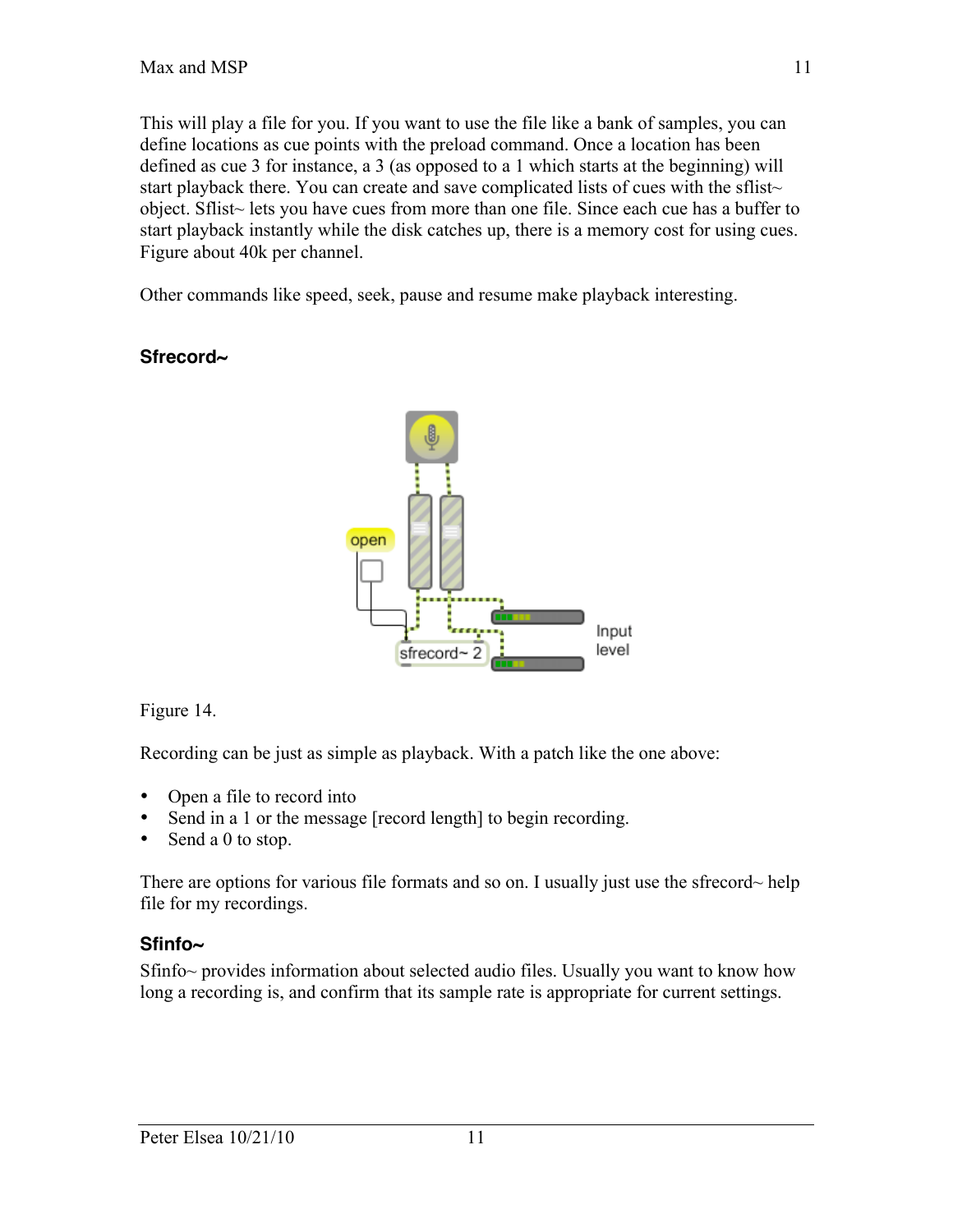This will play a file for you. If you want to use the file like a bank of samples, you can define locations as cue points with the preload command. Once a location has been defined as cue 3 for instance, a 3 (as opposed to a 1 which starts at the beginning) will start playback there. You can create and save complicated lists of cues with the sflist~ object. Sflist~ lets you have cues from more than one file. Since each cue has a buffer to start playback instantly while the disk catches up, there is a memory cost for using cues. Figure about 40k per channel.

Other commands like speed, seek, pause and resume make playback interesting.

### Sfrecord~

Figure 14.

Recording can be just as simple as playback. With a patch like the one above:

- Open a file to record into
- Send in a 1 or the message [record length] to begin recording.
- Send a 0 to stop.

There are options for various file formats and so on. I usually just use the sfrecord~ help file for my recordings.

### Sfinfo~

Sfinfo~ provides information about selected audio files. Usually you want to know how long a recording is, and confirm that its sample rate is appropriate for current settings.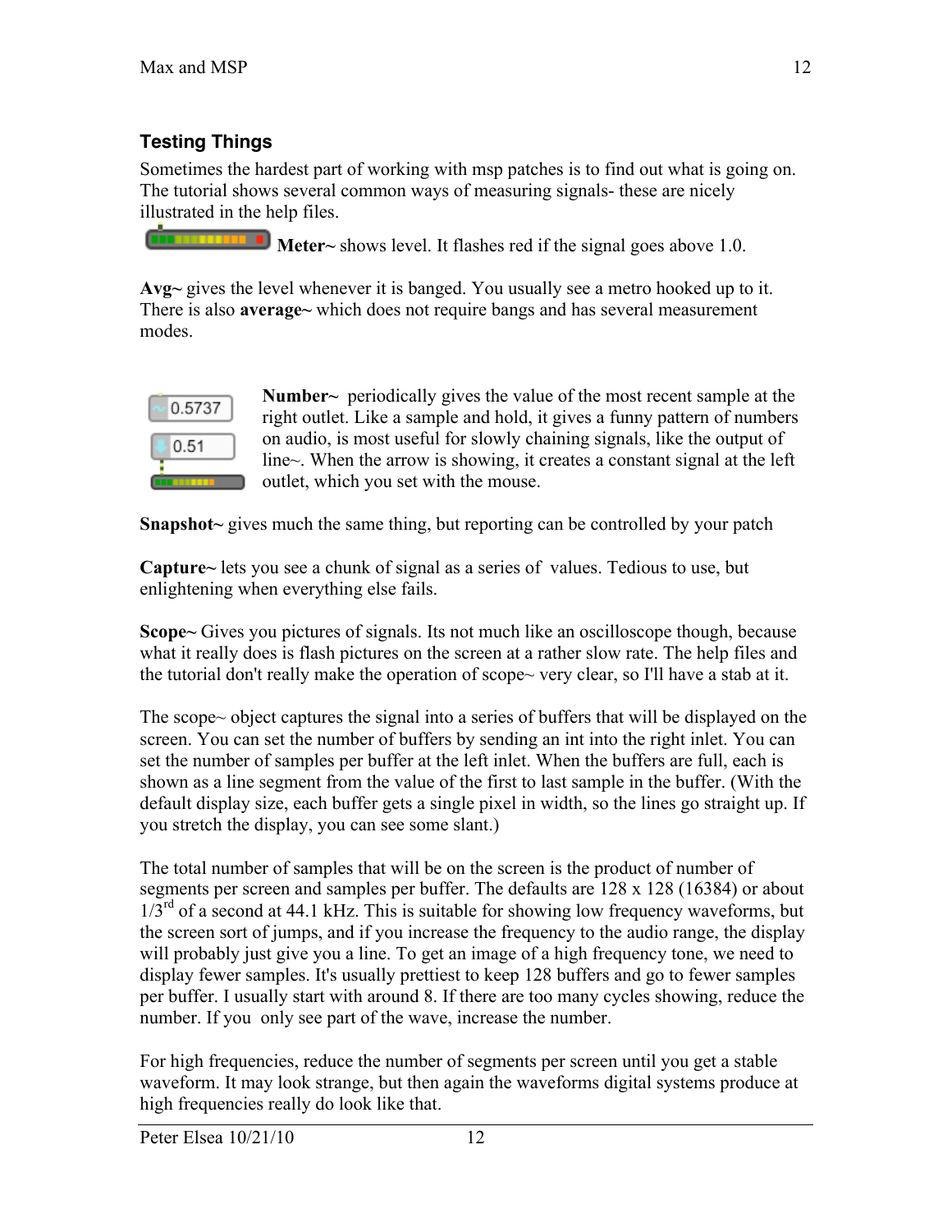## Testing Things

Sometimes the hardest part of working with msp patches is to find out what is going on. The tutorial shows several common ways of measuring signals- these are nicely illustrated in the help files.

**Meter~** shows level. It flashes red if the signal goes above 1.0.

**Avg~** gives the level whenever it is banged. You usually see a metro hooked up to it. There is also **average~** which does not require bangs and has several measurement modes.

**Number~** periodically gives the value of the most recent sample at the right outlet. Like a sample and hold, it gives a funny pattern of numbers on audio, is most useful for slowly chaining signals, like the output of line~. When the arrow is showing, it creates a constant signal at the left outlet, which you set with the mouse.

**Snapshot~** gives much the same thing, but reporting can be controlled by your patch

**Capture~** lets you see a chunk of signal as a series of values. Tedious to use, but enlightening when everything else fails.

**Scope~** Gives you pictures of signals. Its not much like an oscilloscope though, because what it really does is flash pictures on the screen at a rather slow rate. The help files and the tutorial don't really make the operation of scope~ very clear, so I'll have a stab at it.

The scope~ object captures the signal into a series of buffers that will be displayed on the screen. You can set the number of buffers by sending an int into the right inlet. You can set the number of samples per buffer at the left inlet. When the buffers are full, each is shown as a line segment from the value of the first to last sample in the buffer. (With the default display size, each buffer gets a single pixel in width, so the lines go straight up. If you stretch the display, you can see some slant.)

The total number of samples that will be on the screen is the product of number of segments per screen and samples per buffer. The defaults are 128 x 128 (16384) or about 1/3rd of a second at 44.1 kHz. This is suitable for showing low frequency waveforms, but the screen sort of jumps, and if you increase the frequency to the audio range, the display will probably just give you a line. To get an image of a high frequency tone, we need to display fewer samples. It's usually prettiest to keep 128 buffers and go to fewer samples per buffer. I usually start with around 8. If there are too many cycles showing, reduce the number. If you only see part of the wave, increase the number.

For high frequencies, reduce the number of segments per screen until you get a stable waveform. It may look strange, but then again the waveforms digital systems produce at high frequencies really do look like that.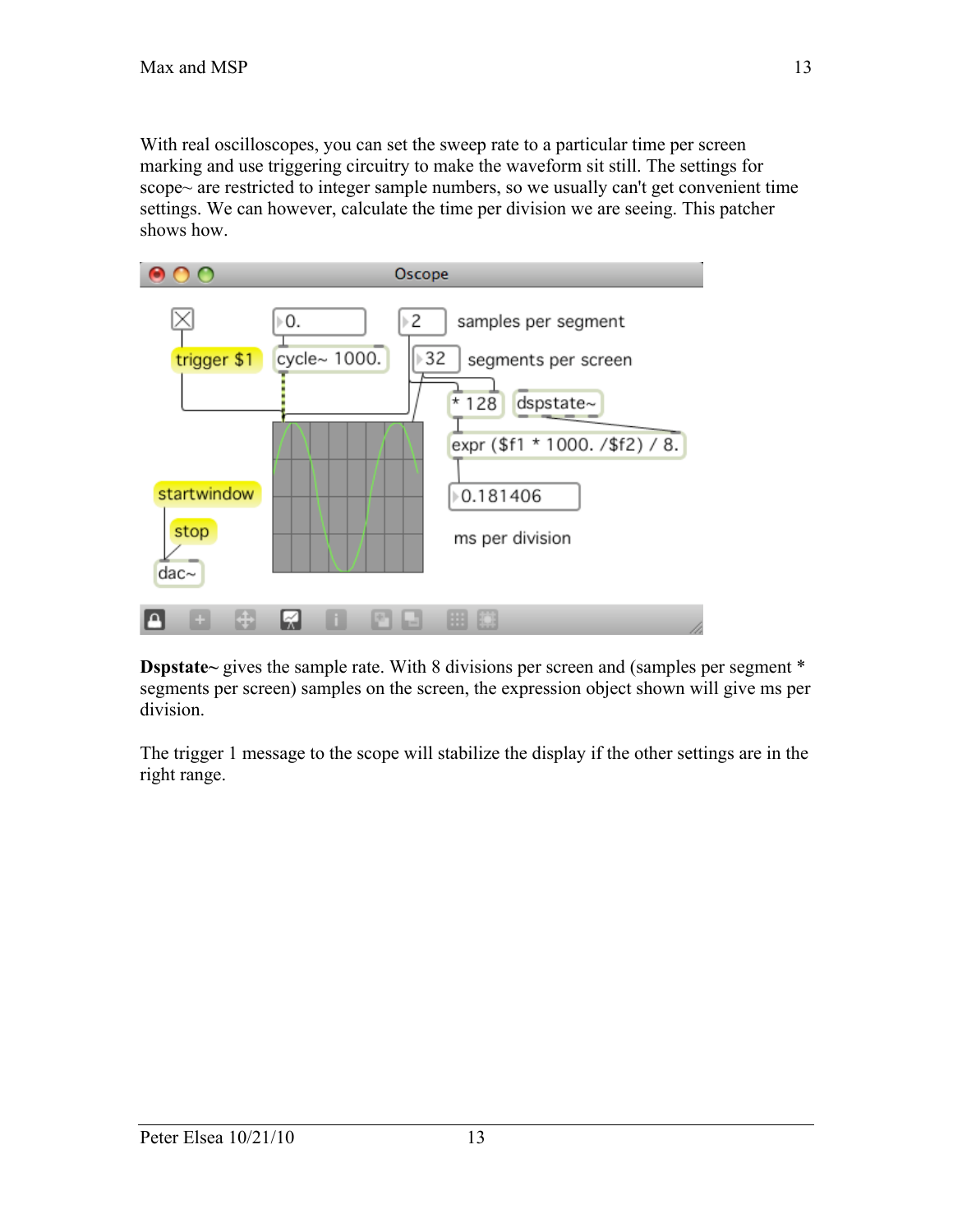With real oscilloscopes, you can set the sweep rate to a particular time per screen marking and use triggering circuitry to make the waveform sit still. The settings for scope~ are restricted to integer sample numbers, so we usually can't get convenient time settings. We can however, calculate the time per division we are seeing. This patcher shows how.

**Dspstate~** gives the sample rate. With 8 divisions per screen and (samples per segment * segments per screen) samples on the screen, the expression object shown will give ms per division.

The trigger 1 message to the scope will stabilize the display if the other settings are in the right range.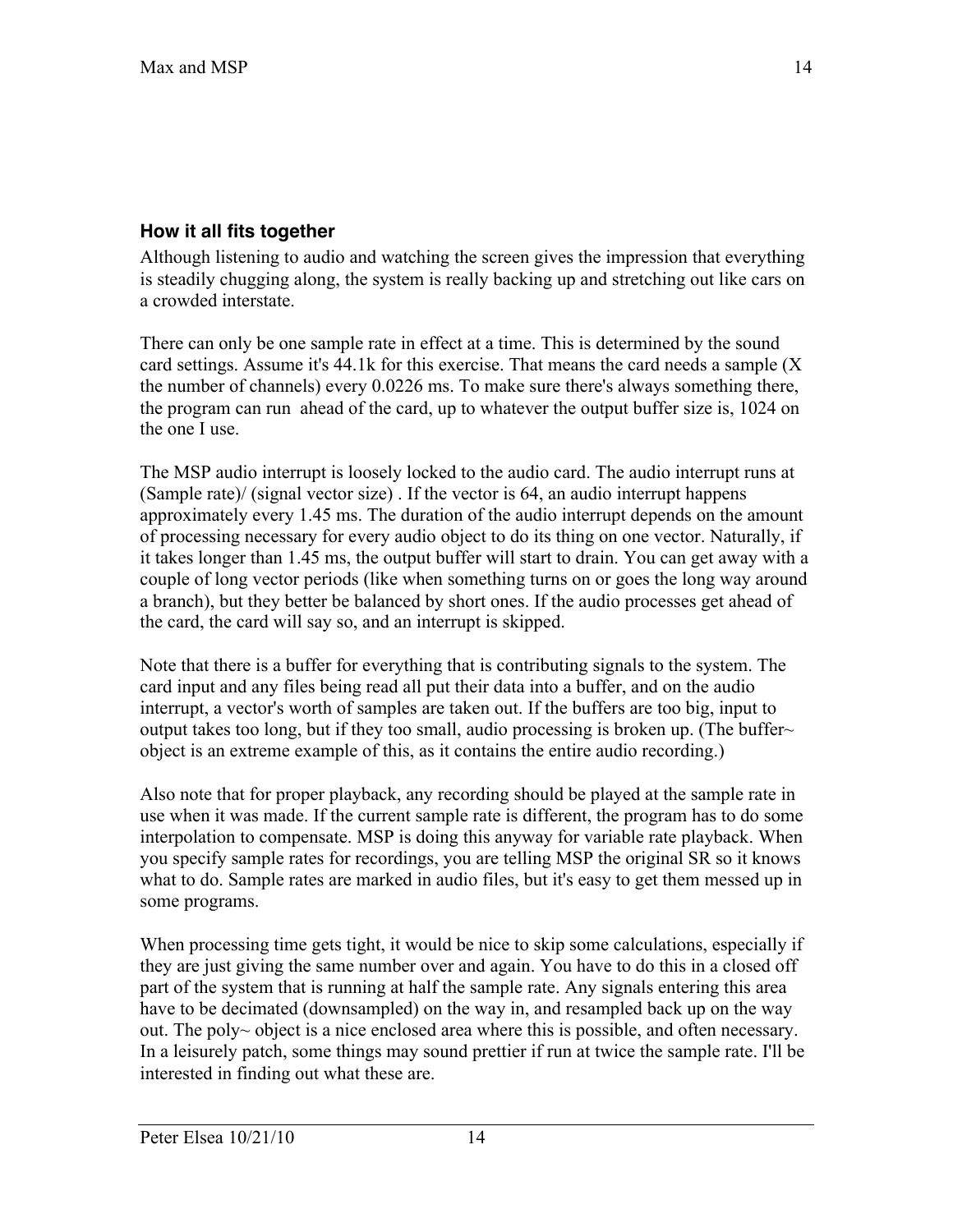### How it all fits together

Although listening to audio and watching the screen gives the impression that everything is steadily chugging along, the system is really backing up and stretching out like cars on a crowded interstate.

There can only be one sample rate in effect at a time. This is determined by the sound card settings. Assume it's 44.1k for this exercise. That means the card needs a sample (X the number of channels) every 0.0226 ms. To make sure there's always something there, the program can run ahead of the card, up to whatever the output buffer size is, 1024 on the one I use.

The MSP audio interrupt is loosely locked to the audio card. The audio interrupt runs at (Sample rate)/ (signal vector size) . If the vector is 64, an audio interrupt happens approximately every 1.45 ms. The duration of the audio interrupt depends on the amount of processing necessary for every audio object to do its thing on one vector. Naturally, if it takes longer than 1.45 ms, the output buffer will start to drain. You can get away with a couple of long vector periods (like when something turns on or goes the long way around a branch), but they better be balanced by short ones. If the audio processes get ahead of the card, the card will say so, and an interrupt is skipped.

Note that there is a buffer for everything that is contributing signals to the system. The card input and any files being read all put their data into a buffer, and on the audio interrupt, a vector's worth of samples are taken out. If the buffers are too big, input to output takes too long, but if they too small, audio processing is broken up. (The buffer~ object is an extreme example of this, as it contains the entire audio recording.)

Also note that for proper playback, any recording should be played at the sample rate in use when it was made. If the current sample rate is different, the program has to do some interpolation to compensate. MSP is doing this anyway for variable rate playback. When you specify sample rates for recordings, you are telling MSP the original SR so it knows what to do. Sample rates are marked in audio files, but it's easy to get them messed up in some programs.

When processing time gets tight, it would be nice to skip some calculations, especially if they are just giving the same number over and again. You have to do this in a closed off part of the system that is running at half the sample rate. Any signals entering this area have to be decimated (downsampled) on the way in, and resampled back up on the way out. The poly~ object is a nice enclosed area where this is possible, and often necessary. In a leisurely patch, some things may sound prettier if run at twice the sample rate. I'll be interested in finding out what these are.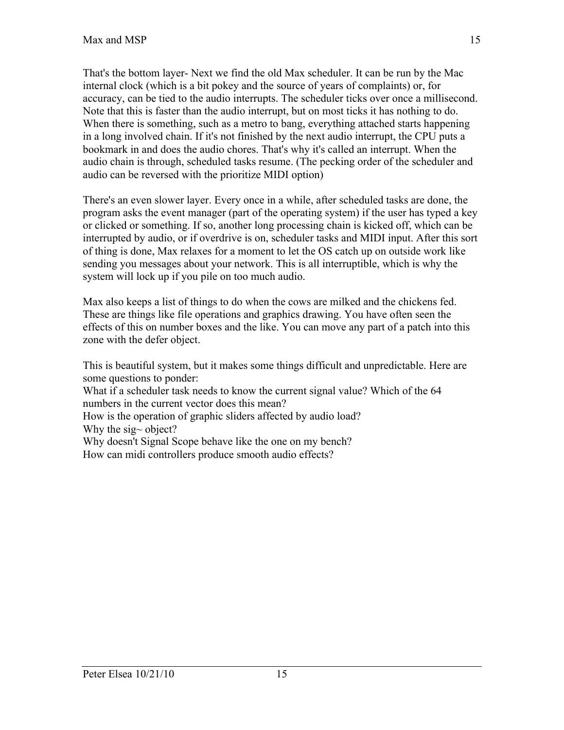That's the bottom layer- Next we find the old Max scheduler. It can be run by the Mac internal clock (which is a bit pokey and the source of years of complaints) or, for accuracy, can be tied to the audio interrupts. The scheduler ticks over once a millisecond. Note that this is faster than the audio interrupt, but on most ticks it has nothing to do. When there is something, such as a metro to bang, everything attached starts happening in a long involved chain. If it's not finished by the next audio interrupt, the CPU puts a bookmark in and does the audio chores. That's why it's called an interrupt. When the audio chain is through, scheduled tasks resume. (The pecking order of the scheduler and audio can be reversed with the prioritize MIDI option)

There's an even slower layer. Every once in a while, after scheduled tasks are done, the program asks the event manager (part of the operating system) if the user has typed a key or clicked or something. If so, another long processing chain is kicked off, which can be interrupted by audio, or if overdrive is on, scheduler tasks and MIDI input. After this sort of thing is done, Max relaxes for a moment to let the OS catch up on outside work like sending you messages about your network. This is all interruptible, which is why the system will lock up if you pile on too much audio.

Max also keeps a list of things to do when the cows are milked and the chickens fed. These are things like file operations and graphics drawing. You have often seen the effects of this on number boxes and the like. You can move any part of a patch into this zone with the defer object.

This is beautiful system, but it makes some things difficult and unpredictable. Here are some questions to ponder:
What if a scheduler task needs to know the current signal value? Which of the 64 numbers in the current vector does this mean?
How is the operation of graphic sliders affected by audio load?
Why the sig~ object?
Why doesn't Signal Scope behave like the one on my bench?
How can midi controllers produce smooth audio effects?